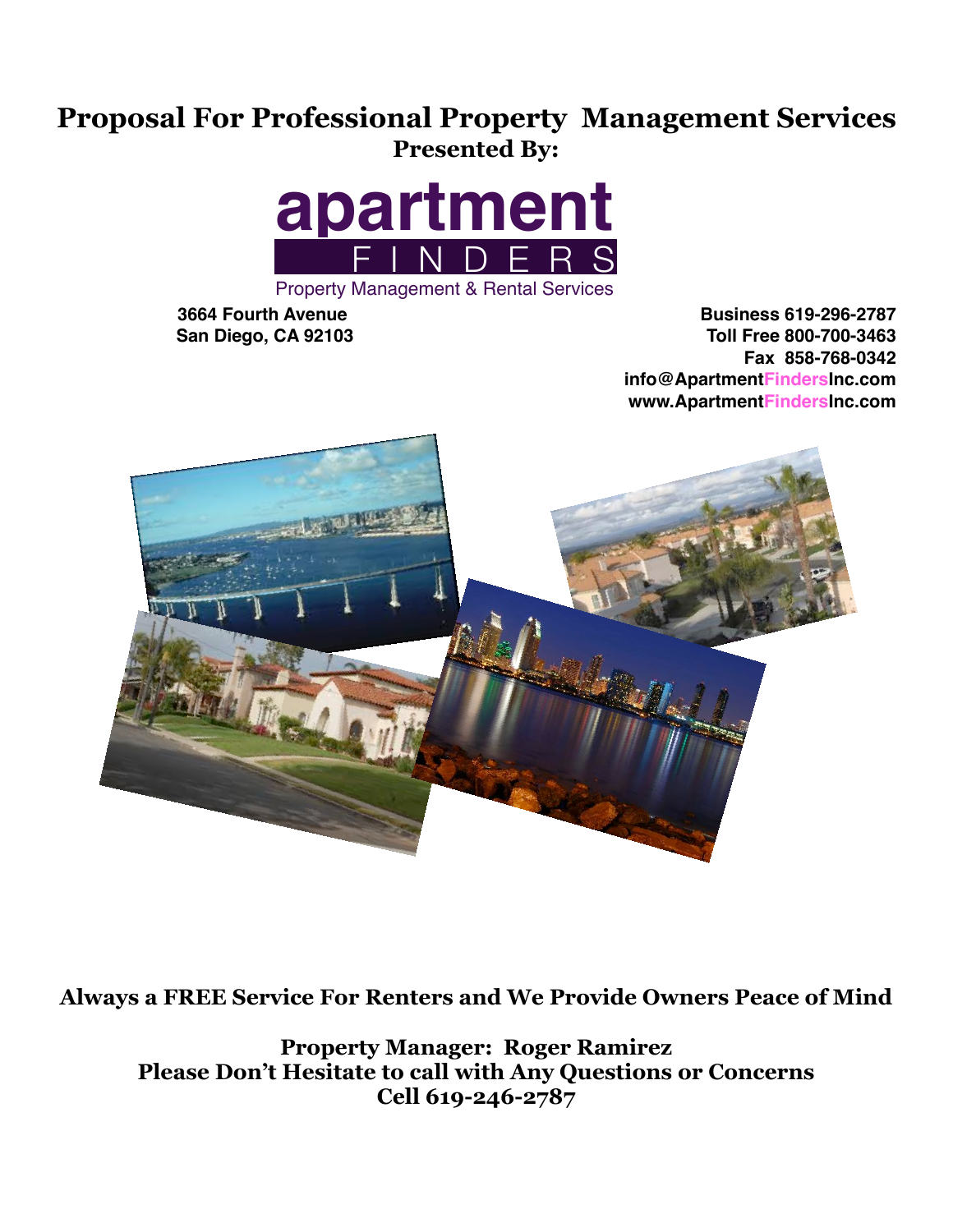# Proposal For Professional Property Management Services

**Presented By:**

**apartment FINDERS**

Property Management & Rental Services

**3664 Fourth Avenue**
**San Diego, CA 92103**

**Business 619-296-2787**
**Toll Free 800-700-3463**
**Fax 858-768-0342**
**info@ApartmentFindersInc.com**
**www.ApartmentFindersInc.com**

**Always a FREE Service For Renters and We Provide Owners Peace of Mind**

**Property Manager: Roger Ramirez**
**Please Don't Hesitate to call with Any Questions or Concerns**
**Cell 619-246-2787**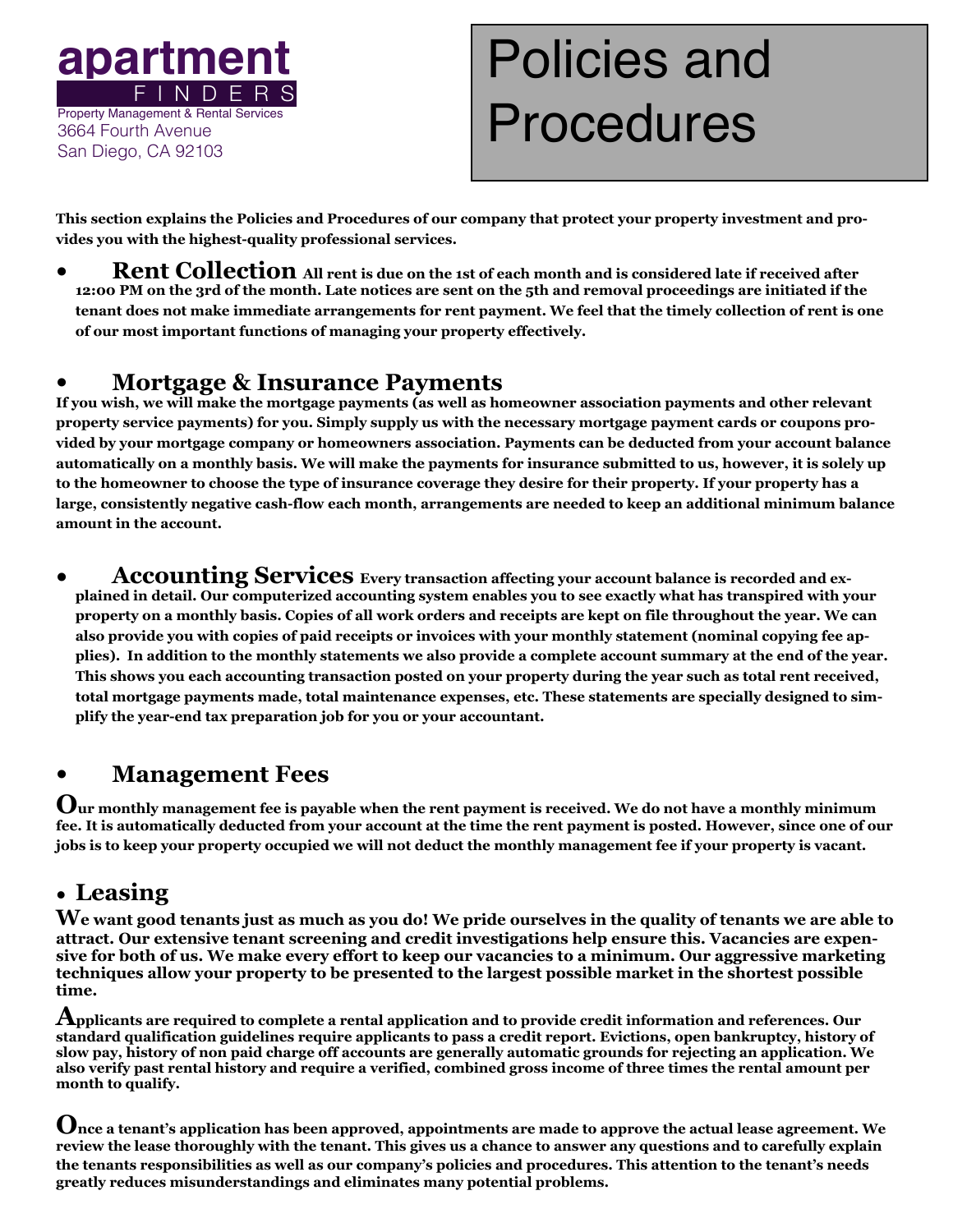**apartment FINDERS**
Property Management & Rental Services
3664 Fourth Avenue
San Diego, CA 92103

# Policies and Procedures

**This section explains the Policies and Procedures of our company that protect your property investment and provides you with the highest-quality professional services.**

- **Rent Collection** All rent is due on the 1st of each month and is considered late if received after 12:00 PM on the 3rd of the month. Late notices are sent on the 5th and removal proceedings are initiated if the tenant does not make immediate arrangements for rent payment. We feel that the timely collection of rent is one of our most important functions of managing your property effectively.

## Mortgage & Insurance Payments

If you wish, we will make the mortgage payments (as well as homeowner association payments and other relevant property service payments) for you. Simply supply us with the necessary mortgage payment cards or coupons provided by your mortgage company or homeowners association. Payments can be deducted from your account balance automatically on a monthly basis. We will make the payments for insurance submitted to us, however, it is solely up to the homeowner to choose the type of insurance coverage they desire for their property. If your property has a large, consistently negative cash-flow each month, arrangements are needed to keep an additional minimum balance amount in the account.

- **Accounting Services** Every transaction affecting your account balance is recorded and explained in detail. Our computerized accounting system enables you to see exactly what has transpired with your property on a monthly basis. Copies of all work orders and receipts are kept on file throughout the year. We can also provide you with copies of paid receipts or invoices with your monthly statement (nominal copying fee applies). In addition to the monthly statements we also provide a complete account summary at the end of the year. This shows you each accounting transaction posted on your property during the year such as total rent received, total mortgage payments made, total maintenance expenses, etc. These statements are specially designed to simplify the year-end tax preparation job for you or your accountant.

## Management Fees

Our monthly management fee is payable when the rent payment is received. We do not have a monthly minimum fee. It is automatically deducted from your account at the time the rent payment is posted. However, since one of our jobs is to keep your property occupied we will not deduct the monthly management fee if your property is vacant.

## Leasing

We want good tenants just as much as you do! We pride ourselves in the quality of tenants we are able to attract. Our extensive tenant screening and credit investigations help ensure this. Vacancies are expensive for both of us. We make every effort to keep our vacancies to a minimum. Our aggressive marketing techniques allow your property to be presented to the largest possible market in the shortest possible time.

Applicants are required to complete a rental application and to provide credit information and references. Our standard qualification guidelines require applicants to pass a credit report. Evictions, open bankruptcy, history of slow pay, history of non paid charge off accounts are generally automatic grounds for rejecting an application. We also verify past rental history and require a verified, combined gross income of three times the rental amount per month to qualify.

Once a tenant's application has been approved, appointments are made to approve the actual lease agreement. We review the lease thoroughly with the tenant. This gives us a chance to answer any questions and to carefully explain the tenants responsibilities as well as our company's policies and procedures. This attention to the tenant's needs greatly reduces misunderstandings and eliminates many potential problems.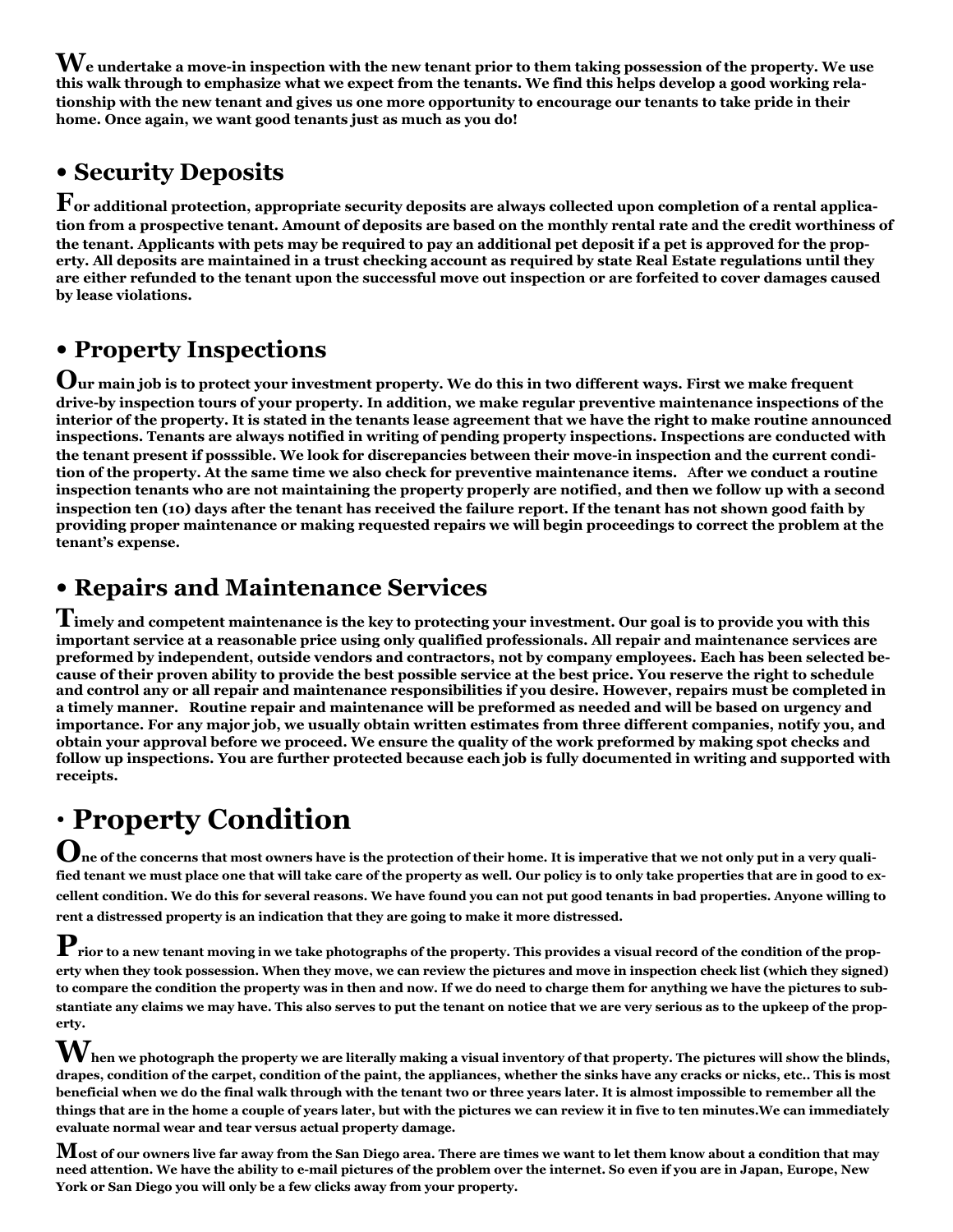**We undertake a move-in inspection with the new tenant prior to them taking possession of the property. We use this walk through to emphasize what we expect from the tenants. We find this helps develop a good working relationship with the new tenant and gives us one more opportunity to encourage our tenants to take pride in their home. Once again, we want good tenants just as much as you do!**

## • Security Deposits

**For additional protection, appropriate security deposits are always collected upon completion of a rental application from a prospective tenant. Amount of deposits are based on the monthly rental rate and the credit worthiness of the tenant. Applicants with pets may be required to pay an additional pet deposit if a pet is approved for the property. All deposits are maintained in a trust checking account as required by state Real Estate regulations until they are either refunded to the tenant upon the successful move out inspection or are forfeited to cover damages caused by lease violations.**

## • Property Inspections

**Our main job is to protect your investment property. We do this in two different ways. First we make frequent drive-by inspection tours of your property. In addition, we make regular preventive maintenance inspections of the interior of the property. It is stated in the tenants lease agreement that we have the right to make routine announced inspections. Tenants are always notified in writing of pending property inspections. Inspections are conducted with the tenant present if posssible. We look for discrepancies between their move-in inspection and the current condition of the property. At the same time we also check for preventive maintenance items. After we conduct a routine inspection tenants who are not maintaining the property properly are notified, and then we follow up with a second inspection ten (10) days after the tenant has received the failure report. If the tenant has not shown good faith by providing proper maintenance or making requested repairs we will begin proceedings to correct the problem at the tenant's expense.**

## • Repairs and Maintenance Services

**Timely and competent maintenance is the key to protecting your investment. Our goal is to provide you with this important service at a reasonable price using only qualified professionals. All repair and maintenance services are preformed by independent, outside vendors and contractors, not by company employees. Each has been selected because of their proven ability to provide the best possible service at the best price. You reserve the right to schedule and control any or all repair and maintenance responsibilities if you desire. However, repairs must be completed in a timely manner. Routine repair and maintenance will be preformed as needed and will be based on urgency and importance. For any major job, we usually obtain written estimates from three different companies, notify you, and obtain your approval before we proceed. We ensure the quality of the work preformed by making spot checks and follow up inspections. You are further protected because each job is fully documented in writing and supported with receipts.**

## · Property Condition

**One of the concerns that most owners have is the protection of their home. It is imperative that we not only put in a very qualified tenant we must place one that will take care of the property as well. Our policy is to only take properties that are in good to excellent condition. We do this for several reasons. We have found you can not put good tenants in bad properties. Anyone willing to rent a distressed property is an indication that they are going to make it more distressed.**

**Prior to a new tenant moving in we take photographs of the property. This provides a visual record of the condition of the property when they took possession. When they move, we can review the pictures and move in inspection check list (which they signed) to compare the condition the property was in then and now. If we do need to charge them for anything we have the pictures to substantiate any claims we may have. This also serves to put the tenant on notice that we are very serious as to the upkeep of the property.**

**When we photograph the property we are literally making a visual inventory of that property. The pictures will show the blinds, drapes, condition of the carpet, condition of the paint, the appliances, whether the sinks have any cracks or nicks, etc.. This is most beneficial when we do the final walk through with the tenant two or three years later. It is almost impossible to remember all the things that are in the home a couple of years later, but with the pictures we can review it in five to ten minutes.We can immediately evaluate normal wear and tear versus actual property damage.**

**Most of our owners live far away from the San Diego area. There are times we want to let them know about a condition that may need attention. We have the ability to e-mail pictures of the problem over the internet. So even if you are in Japan, Europe, New York or San Diego you will only be a few clicks away from your property.**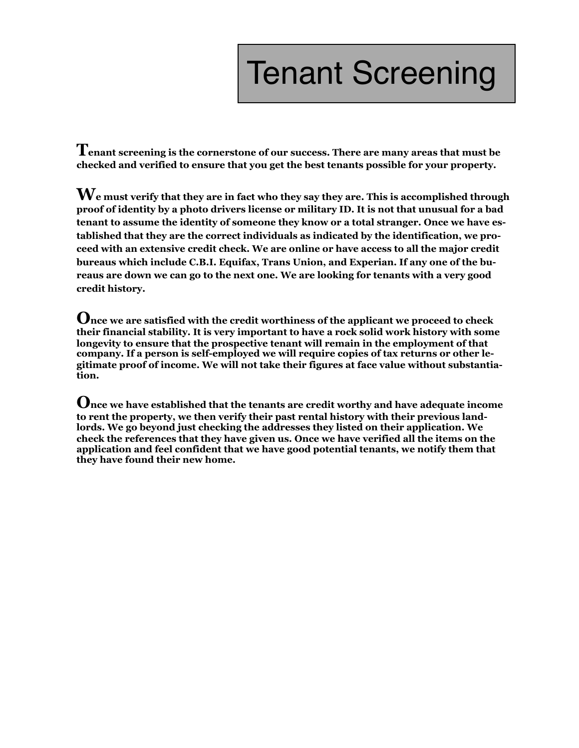# Tenant Screening

**Tenant screening is the cornerstone of our success. There are many areas that must be checked and verified to ensure that you get the best tenants possible for your property.**

**We must verify that they are in fact who they say they are. This is accomplished through proof of identity by a photo drivers license or military ID. It is not that unusual for a bad tenant to assume the identity of someone they know or a total stranger. Once we have established that they are the correct individuals as indicated by the identification, we proceed with an extensive credit check. We are online or have access to all the major credit bureaus which include C.B.I. Equifax, Trans Union, and Experian. If any one of the bureaus are down we can go to the next one. We are looking for tenants with a very good credit history.**

**Once we are satisfied with the credit worthiness of the applicant we proceed to check their financial stability. It is very important to have a rock solid work history with some longevity to ensure that the prospective tenant will remain in the employment of that company. If a person is self-employed we will require copies of tax returns or other legitimate proof of income. We will not take their figures at face value without substantiation.**

**Once we have established that the tenants are credit worthy and have adequate income to rent the property, we then verify their past rental history with their previous landlords. We go beyond just checking the addresses they listed on their application. We check the references that they have given us. Once we have verified all the items on the application and feel confident that we have good potential tenants, we notify them that they have found their new home.**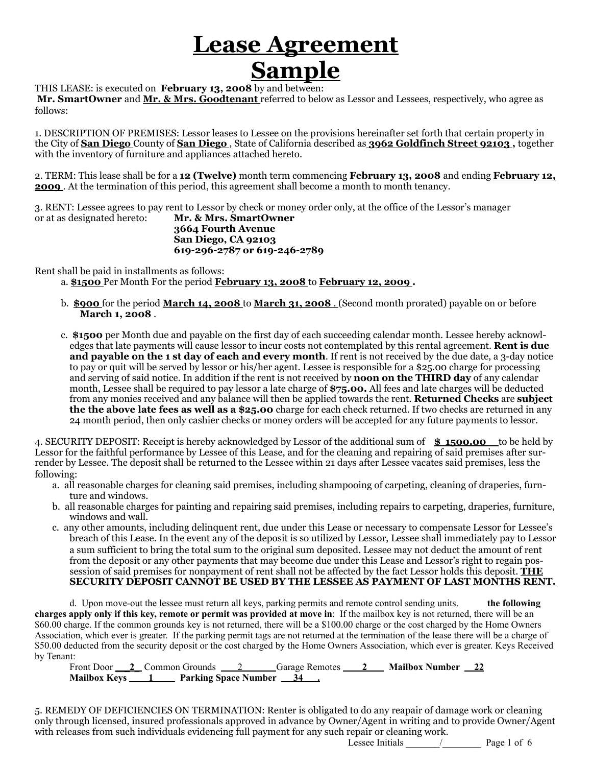# Lease Agreement Sample

THIS LEASE: is executed on **February 13, 2008** by and between:
**Mr. SmartOwner** and **Mr. & Mrs. Goodtenant** referred to below as Lessor and Lessees, respectively, who agree as follows:

1. DESCRIPTION OF PREMISES: Lessor leases to Lessee on the provisions hereinafter set forth that certain property in the City of **San Diego** County of **San Diego** , State of California described as **3962 Goldfinch Street 92103** , together with the inventory of furniture and appliances attached hereto.

2. TERM: This lease shall be for a **12 (Twelve)** month term commencing **February 13, 2008** and ending **February 12, 2009** . At the termination of this period, this agreement shall become a month to month tenancy.

3. RENT: Lessee agrees to pay rent to Lessor by check or money order only, at the office of the Lessor's manager or at as designated hereto: **Mr. & Mrs. SmartOwner**
**3664 Fourth Avenue**
**San Diego, CA 92103**
**619-296-2787 or 619-246-2789**

Rent shall be paid in installments as follows:

a. **$1500** Per Month For the period **February 13, 2008** to **February 12, 2009 .**

b. **$900** for the period **March 14, 2008** to **March 31, 2008** . (Second month prorated) payable on or before **March 1, 2008** .

c. **$1500** per Month due and payable on the first day of each succeeding calendar month. Lessee hereby acknowledges that late payments will cause lessor to incur costs not contemplated by this rental agreement. **Rent is due and payable on the 1 st day of each and every month**. If rent is not received by the due date, a 3-day notice to pay or quit will be served by lessor or his/her agent. Lessee is responsible for a $25.00 charge for processing and serving of said notice. In addition if the rent is not received by **noon on the THIRD day** of any calendar month, Lessee shall be required to pay lessor a late charge of **$75.00.** All fees and late charges will be deducted from any monies received and any balance will then be applied towards the rent. **Returned Checks** are **subject the the above late fees as well as a $25.00** charge for each check returned. If two checks are returned in any 24 month period, then only cashier checks or money orders will be accepted for any future payments to lessor.

4. SECURITY DEPOSIT: Receipt is hereby acknowledged by Lessor of the additional sum of **$ 1500.00** to be held by Lessor for the faithful performance by Lessee of this Lease, and for the cleaning and repairing of said premises after surrender by Lessee. The deposit shall be returned to the Lessee within 21 days after Lessee vacates said premises, less the following:

a. all reasonable charges for cleaning said premises, including shampooing of carpeting, cleaning of draperies, furnture and windows.

b. all reasonable charges for painting and repairing said premises, including repairs to carpeting, draperies, furniture, windows and wall.

c. any other amounts, including delinquent rent, due under this Lease or necessary to compensate Lessor for Lessee's breach of this Lease. In the event any of the deposit is so utilized by Lessor, Lessee shall immediately pay to Lessor a sum sufficient to bring the total sum to the original sum deposited. Lessee may not deduct the amount of rent from the deposit or any other payments that may become due under this Lease and Lessor's right to regain possession of said premises for nonpayment of rent shall not be affected by the fact Lessor holds this deposit. **THE SECURITY DEPOSIT CANNOT BE USED BY THE LESSEE AS PAYMENT OF LAST MONTHS RENT.**

d. Upon move-out the lessee must return all keys, parking permits and remote control sending units. **the following charges apply only if this key, remote or permit was provided at move in**: If the mailbox key is not returned, there will be an $60.00 charge. If the common grounds key is not returned, there will be a $100.00 charge or the cost charged by the Home Owners Association, which ever is greater. If the parking permit tags are not returned at the termination of the lease there will be a charge of $50.00 deducted from the security deposit or the cost charged by the Home Owners Association, which ever is greater. Keys Received by Tenant:

Front Door **2** Common Grounds **2** Garage Remotes **2** **Mailbox Number 22**
**Mailbox Keys 1** **Parking Space Number 34 .**

5. REMEDY OF DEFICIENCIES ON TERMINATION: Renter is obligated to do any reapair of damage work or cleaning only through licensed, insured professionals approved in advance by Owner/Agent in writing and to provide Owner/Agent with releases from such individuals evidencing full payment for any such repair or cleaning work.

Lessee Initials _______/_______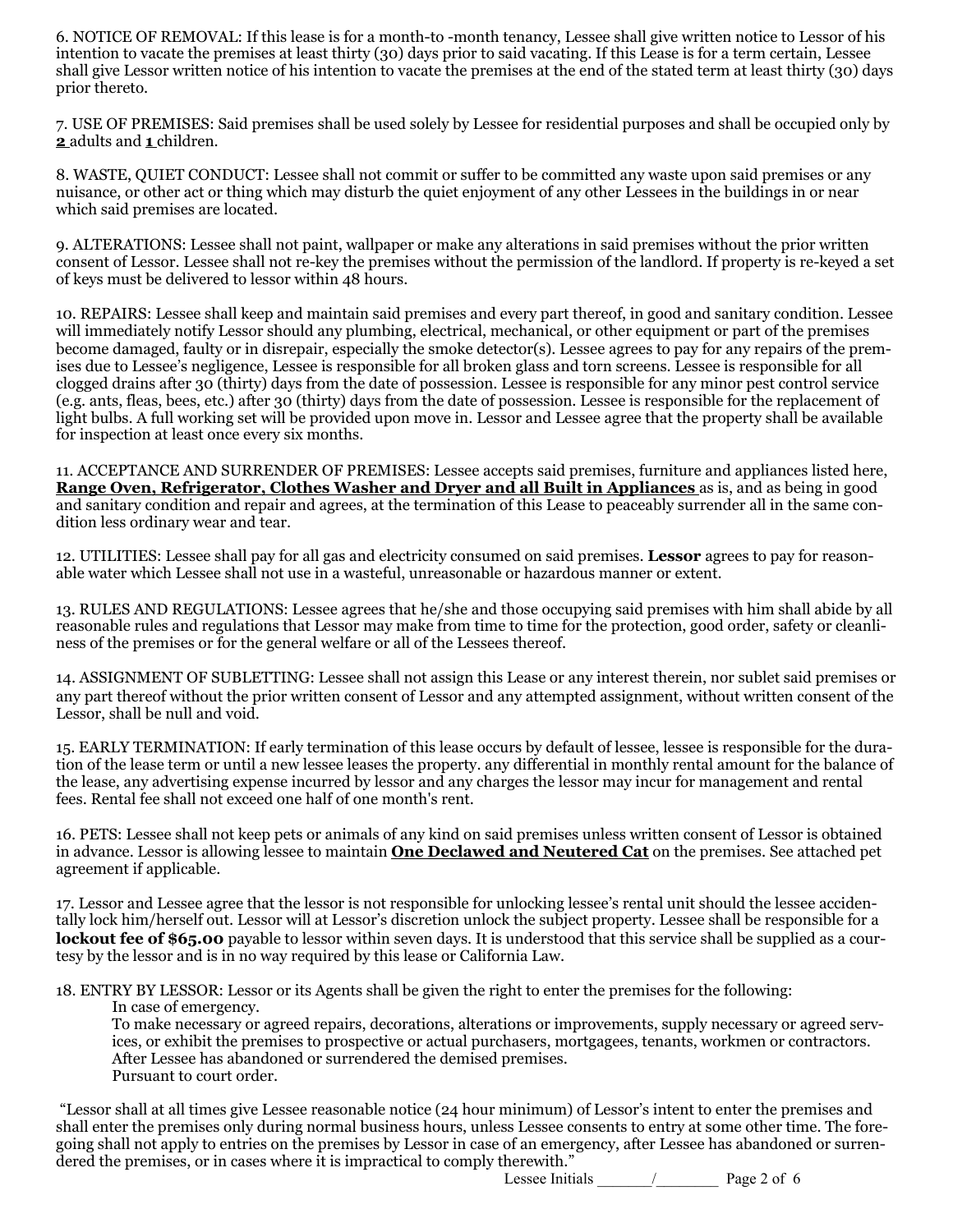6. NOTICE OF REMOVAL: If this lease is for a month-to -month tenancy, Lessee shall give written notice to Lessor of his intention to vacate the premises at least thirty (30) days prior to said vacating. If this Lease is for a term certain, Lessee shall give Lessor written notice of his intention to vacate the premises at the end of the stated term at least thirty (30) days prior thereto.

7. USE OF PREMISES: Said premises shall be used solely by Lessee for residential purposes and shall be occupied only by **2** adults and **1** children.

8. WASTE, QUIET CONDUCT: Lessee shall not commit or suffer to be committed any waste upon said premises or any nuisance, or other act or thing which may disturb the quiet enjoyment of any other Lessees in the buildings in or near which said premises are located.

9. ALTERATIONS: Lessee shall not paint, wallpaper or make any alterations in said premises without the prior written consent of Lessor. Lessee shall not re-key the premises without the permission of the landlord. If property is re-keyed a set of keys must be delivered to lessor within 48 hours.

10. REPAIRS: Lessee shall keep and maintain said premises and every part thereof, in good and sanitary condition. Lessee will immediately notify Lessor should any plumbing, electrical, mechanical, or other equipment or part of the premises become damaged, faulty or in disrepair, especially the smoke detector(s). Lessee agrees to pay for any repairs of the premises due to Lessee's negligence, Lessee is responsible for all broken glass and torn screens. Lessee is responsible for all clogged drains after 30 (thirty) days from the date of possession. Lessee is responsible for any minor pest control service (e.g. ants, fleas, bees, etc.) after 30 (thirty) days from the date of possession. Lessee is responsible for the replacement of light bulbs. A full working set will be provided upon move in. Lessor and Lessee agree that the property shall be available for inspection at least once every six months.

11. ACCEPTANCE AND SURRENDER OF PREMISES: Lessee accepts said premises, furniture and appliances listed here, **Range Oven, Refrigerator, Clothes Washer and Dryer and all Built in Appliances** as is, and as being in good and sanitary condition and repair and agrees, at the termination of this Lease to peaceably surrender all in the same condition less ordinary wear and tear.

12. UTILITIES: Lessee shall pay for all gas and electricity consumed on said premises. **Lessor** agrees to pay for reasonable water which Lessee shall not use in a wasteful, unreasonable or hazardous manner or extent.

13. RULES AND REGULATIONS: Lessee agrees that he/she and those occupying said premises with him shall abide by all reasonable rules and regulations that Lessor may make from time to time for the protection, good order, safety or cleanliness of the premises or for the general welfare or all of the Lessees thereof.

14. ASSIGNMENT OF SUBLETTING: Lessee shall not assign this Lease or any interest therein, nor sublet said premises or any part thereof without the prior written consent of Lessor and any attempted assignment, without written consent of the Lessor, shall be null and void.

15. EARLY TERMINATION: If early termination of this lease occurs by default of lessee, lessee is responsible for the duration of the lease term or until a new lessee leases the property. any differential in monthly rental amount for the balance of the lease, any advertising expense incurred by lessor and any charges the lessor may incur for management and rental fees. Rental fee shall not exceed one half of one month's rent.

16. PETS: Lessee shall not keep pets or animals of any kind on said premises unless written consent of Lessor is obtained in advance. Lessor is allowing lessee to maintain **One Declawed and Neutered Cat** on the premises. See attached pet agreement if applicable.

17. Lessor and Lessee agree that the lessor is not responsible for unlocking lessee's rental unit should the lessee accidentally lock him/herself out. Lessor will at Lessor's discretion unlock the subject property. Lessee shall be responsible for a **lockout fee of $65.00** payable to lessor within seven days. It is understood that this service shall be supplied as a courtesy by the lessor and is in no way required by this lease or California Law.

18. ENTRY BY LESSOR: Lessor or its Agents shall be given the right to enter the premises for the following:

In case of emergency.
To make necessary or agreed repairs, decorations, alterations or improvements, supply necessary or agreed services, or exhibit the premises to prospective or actual purchasers, mortgagees, tenants, workmen or contractors.
After Lessee has abandoned or surrendered the demised premises.
Pursuant to court order.

"Lessor shall at all times give Lessee reasonable notice (24 hour minimum) of Lessor's intent to enter the premises and shall enter the premises only during normal business hours, unless Lessee consents to entry at some other time. The foregoing shall not apply to entries on the premises by Lessor in case of an emergency, after Lessee has abandoned or surrendered the premises, or in cases where it is impractical to comply therewith."

Lessee Initials _______/________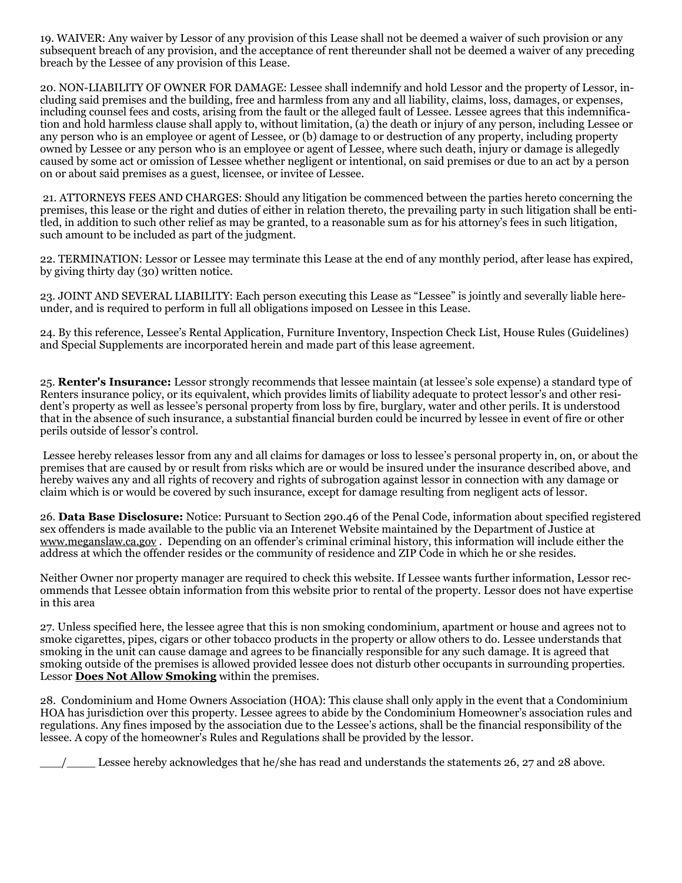19. WAIVER: Any waiver by Lessor of any provision of this Lease shall not be deemed a waiver of such provision or any subsequent breach of any provision, and the acceptance of rent thereunder shall not be deemed a waiver of any preceding breach by the Lessee of any provision of this Lease.

20. NON-LIABILITY OF OWNER FOR DAMAGE: Lessee shall indemnify and hold Lessor and the property of Lessor, including said premises and the building, free and harmless from any and all liability, claims, loss, damages, or expenses, including counsel fees and costs, arising from the fault or the alleged fault of Lessee. Lessee agrees that this indemnification and hold harmless clause shall apply to, without limitation, (a) the death or injury of any person, including Lessee or any person who is an employee or agent of Lessee, or (b) damage to or destruction of any property, including property owned by Lessee or any person who is an employee or agent of Lessee, where such death, injury or damage is allegedly caused by some act or omission of Lessee whether negligent or intentional, on said premises or due to an act by a person on or about said premises as a guest, licensee, or invitee of Lessee.

21. ATTORNEYS FEES AND CHARGES: Should any litigation be commenced between the parties hereto concerning the premises, this lease or the right and duties of either in relation thereto, the prevailing party in such litigation shall be entitled, in addition to such other relief as may be granted, to a reasonable sum as for his attorney's fees in such litigation, such amount to be included as part of the judgment.

22. TERMINATION: Lessor or Lessee may terminate this Lease at the end of any monthly period, after lease has expired, by giving thirty day (30) written notice.

23. JOINT AND SEVERAL LIABILITY: Each person executing this Lease as "Lessee" is jointly and severally liable hereunder, and is required to perform in full all obligations imposed on Lessee in this Lease.

24. By this reference, Lessee's Rental Application, Furniture Inventory, Inspection Check List, House Rules (Guidelines) and Special Supplements are incorporated herein and made part of this lease agreement.

25. **Renter's Insurance:** Lessor strongly recommends that lessee maintain (at lessee's sole expense) a standard type of Renters insurance policy, or its equivalent, which provides limits of liability adequate to protect lessor's and other resident's property as well as lessee's personal property from loss by fire, burglary, water and other perils. It is understood that in the absence of such insurance, a substantial financial burden could be incurred by lessee in event of fire or other perils outside of lessor's control.

Lessee hereby releases lessor from any and all claims for damages or loss to lessee's personal property in, on, or about the premises that are caused by or result from risks which are or would be insured under the insurance described above, and hereby waives any and all rights of recovery and rights of subrogation against lessor in connection with any damage or claim which is or would be covered by such insurance, except for damage resulting from negligent acts of lessor.

26. **Data Base Disclosure:** Notice: Pursuant to Section 290.46 of the Penal Code, information about specified registered sex offenders is made available to the public via an Interenet Website maintained by the Department of Justice at www.meganslaw.ca.gov . Depending on an offender's criminal criminal history, this information will include either the address at which the offender resides or the community of residence and ZIP Code in which he or she resides.

Neither Owner nor property manager are required to check this website. If Lessee wants further information, Lessor recommends that Lessee obtain information from this website prior to rental of the property. Lessor does not have expertise in this area

27. Unless specified here, the lessee agree that this is non smoking condominium, apartment or house and agrees not to smoke cigarettes, pipes, cigars or other tobacco products in the property or allow others to do. Lessee understands that smoking in the unit can cause damage and agrees to be financially responsible for any such damage. It is agreed that smoking outside of the premises is allowed provided lessee does not disturb other occupants in surrounding properties. Lessor **Does Not Allow Smoking** within the premises.

28. Condominium and Home Owners Association (HOA): This clause shall only apply in the event that a Condominium HOA has jurisdiction over this property. Lessee agrees to abide by the Condominium Homeowner's association rules and regulations. Any fines imposed by the association due to the Lessee's actions, shall be the financial responsibility of the lessee. A copy of the homeowner's Rules and Regulations shall be provided by the lessor.

___/____ Lessee hereby acknowledges that he/she has read and understands the statements 26, 27 and 28 above.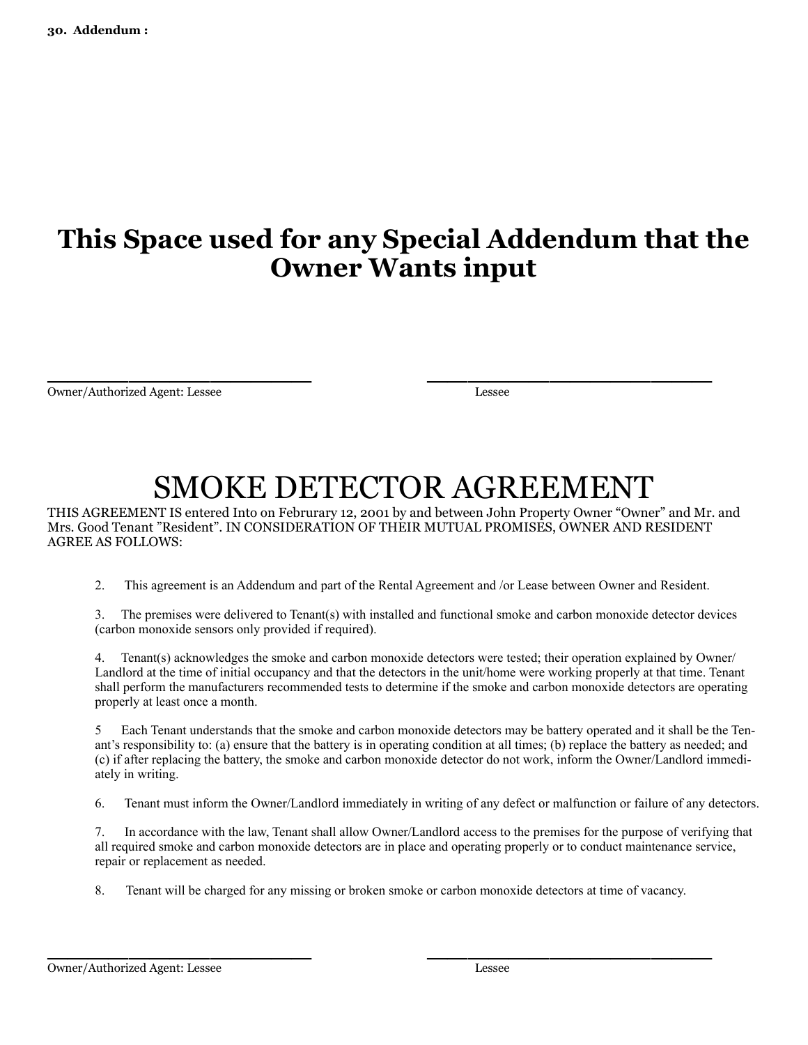**30. Addendum :**

# This Space used for any Special Addendum that the Owner Wants input

\_\_\_\_\_\_\_\_\_\_\_\_\_\_\_\_\_\_\_\_\_\_\_\_\_\_\_\_ \_\_\_\_\_\_\_\_\_\_\_\_\_\_\_\_\_\_\_\_\_\_\_\_\_\_\_\_

Owner/Authorized Agent: Lessee Lessee

# SMOKE DETECTOR AGREEMENT

THIS AGREEMENT IS entered Into on Februrary 12, 2001 by and between John Property Owner "Owner" and Mr. and Mrs. Good Tenant "Resident". IN CONSIDERATION OF THEIR MUTUAL PROMISES, OWNER AND RESIDENT AGREE AS FOLLOWS:

2. This agreement is an Addendum and part of the Rental Agreement and /or Lease between Owner and Resident.

3. The premises were delivered to Tenant(s) with installed and functional smoke and carbon monoxide detector devices (carbon monoxide sensors only provided if required).

4. Tenant(s) acknowledges the smoke and carbon monoxide detectors were tested; their operation explained by Owner/ Landlord at the time of initial occupancy and that the detectors in the unit/home were working properly at that time. Tenant shall perform the manufacturers recommended tests to determine if the smoke and carbon monoxide detectors are operating properly at least once a month.

5 Each Tenant understands that the smoke and carbon monoxide detectors may be battery operated and it shall be the Tenant's responsibility to: (a) ensure that the battery is in operating condition at all times; (b) replace the battery as needed; and (c) if after replacing the battery, the smoke and carbon monoxide detector do not work, inform the Owner/Landlord immediately in writing.

6. Tenant must inform the Owner/Landlord immediately in writing of any defect or malfunction or failure of any detectors.

7. In accordance with the law, Tenant shall allow Owner/Landlord access to the premises for the purpose of verifying that all required smoke and carbon monoxide detectors are in place and operating properly or to conduct maintenance service, repair or replacement as needed.

8. Tenant will be charged for any missing or broken smoke or carbon monoxide detectors at time of vacancy.

\_\_\_\_\_\_\_\_\_\_\_\_\_\_\_\_\_\_\_\_\_\_\_\_\_\_\_\_ \_\_\_\_\_\_\_\_\_\_\_\_\_\_\_\_\_\_\_\_\_\_\_\_\_\_\_\_

Owner/Authorized Agent: Lessee Lessee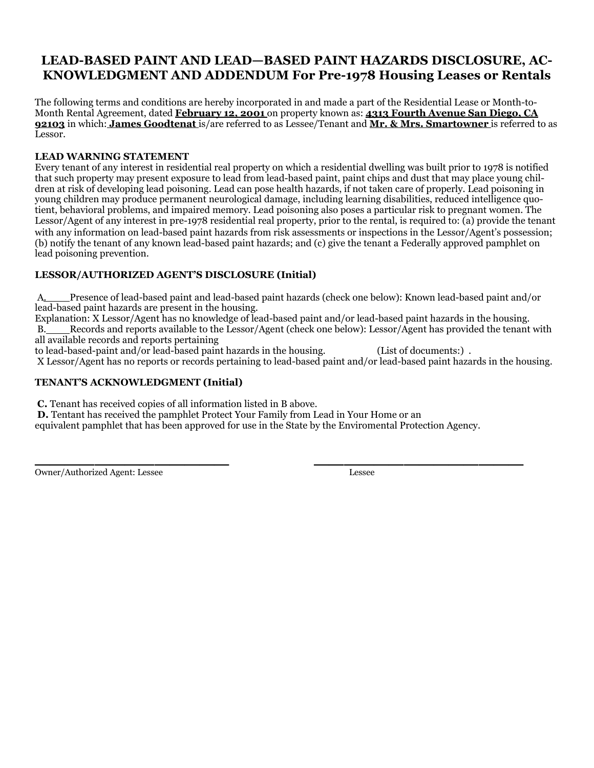## LEAD-BASED PAINT AND LEAD—BASED PAINT HAZARDS DISCLOSURE, ACKNOWLEDGMENT AND ADDENDUM For Pre-1978 Housing Leases or Rentals

The following terms and conditions are hereby incorporated in and made a part of the Residential Lease or Month-to-Month Rental Agreement, dated **February 12, 2001** on property known as: **4313 Fourth Avenue San Diego, CA 92103** in which: **James Goodtenat** is/are referred to as Lessee/Tenant and **Mr. & Mrs. Smartowner** is referred to as Lessor.

**LEAD WARNING STATEMENT**

Every tenant of any interest in residential real property on which a residential dwelling was built prior to 1978 is notified that such property may present exposure to lead from lead-based paint, paint chips and dust that may place young children at risk of developing lead poisoning. Lead can pose health hazards, if not taken care of properly. Lead poisoning in young children may produce permanent neurological damage, including learning disabilities, reduced intelligence quotient, behavioral problems, and impaired memory. Lead poisoning also poses a particular risk to pregnant women. The Lessor/Agent of any interest in pre-1978 residential real property, prior to the rental, is required to: (a) provide the tenant with any information on lead-based paint hazards from risk assessments or inspections in the Lessor/Agent's possession; (b) notify the tenant of any known lead-based paint hazards; and (c) give the tenant a Federally approved pamphlet on lead poisoning prevention.

**LESSOR/AUTHORIZED AGENT'S DISCLOSURE (Initial)**

A.____Presence of lead-based paint and lead-based paint hazards (check one below): Known lead-based paint and/or lead-based paint hazards are present in the housing.
Explanation: X Lessor/Agent has no knowledge of lead-based paint and/or lead-based paint hazards in the housing.
B.____Records and reports available to the Lessor/Agent (check one below): Lessor/Agent has provided the tenant with all available records and reports pertaining
to lead-based-paint and/or lead-based paint hazards in the housing. (List of documents:) .
X Lessor/Agent has no reports or records pertaining to lead-based paint and/or lead-based paint hazards in the housing.

**TENANT'S ACKNOWLEDGMENT (Initial)**

**C.** Tenant has received copies of all information listed in B above.
**D.** Tentant has received the pamphlet Protect Your Family from Lead in Your Home or an equivalent pamphlet that has been approved for use in the State by the Enviromental Protection Agency.

\_\_\_\_\_\_\_\_\_\_\_\_\_\_\_\_\_\_\_\_\_\_\_\_\_\_\_\_ \_\_\_\_\_\_\_\_\_\_\_\_\_\_\_\_\_\_\_\_\_\_\_\_\_\_\_\_
Owner/Authorized Agent: Lessee Lessee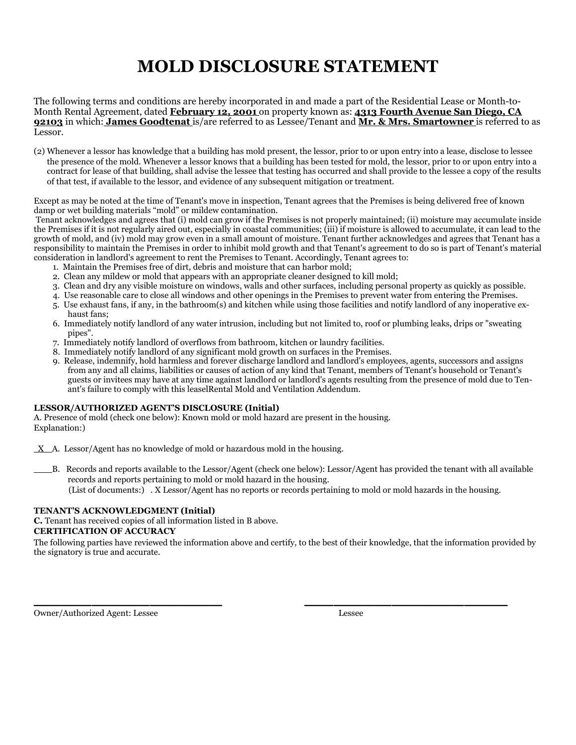# MOLD DISCLOSURE STATEMENT

The following terms and conditions are hereby incorporated in and made a part of the Residential Lease or Month-to-Month Rental Agreement, dated **February 12, 2001** on property known as: **4313 Fourth Avenue San Diego, CA 92103** in which: **James Goodtenat** is/are referred to as Lessee/Tenant and **Mr. & Mrs. Smartowner** is referred to as Lessor.

(2) Whenever a lessor has knowledge that a building has mold present, the lessor, prior to or upon entry into a lease, disclose to lessee the presence of the mold. Whenever a lessor knows that a building has been tested for mold, the lessor, prior to or upon entry into a contract for lease of that building, shall advise the lessee that testing has occurred and shall provide to the lessee a copy of the results of that test, if available to the lessor, and evidence of any subsequent mitigation or treatment.

Except as may be noted at the time of Tenant's move in inspection, Tenant agrees that the Premises is being delivered free of known damp or wet building materials "mold" or mildew contamination.
Tenant acknowledges and agrees that (i) mold can grow if the Premises is not properly maintained; (ii) moisture may accumulate inside the Premises if it is not regularly aired out, especially in coastal communities; (iii) if moisture is allowed to accumulate, it can lead to the growth of mold, and (iv) mold may grow even in a small amount of moisture. Tenant further acknowledges and agrees that Tenant has a responsibility to maintain the Premises in order to inhibit mold growth and that Tenant's agreement to do so is part of Tenant's material consideration in landlord's agreement to rent the Premises to Tenant. Accordingly, Tenant agrees to:

1. Maintain the Premises free of dirt, debris and moisture that can harbor mold;
2. Clean any mildew or mold that appears with an appropriate cleaner designed to kill mold;
3. Clean and dry any visible moisture on windows, walls and other surfaces, including personal property as quickly as possible.
4. Use reasonable care to close all windows and other openings in the Premises to prevent water from entering the Premises.
5. Use exhaust fans, if any, in the bathroom(s) and kitchen while using those facilities and notify landlord of any inoperative exhaust fans;
6. Immediately notify landlord of any water intrusion, including but not limited to, roof or plumbing leaks, drips or "sweating pipes".
7. Immediately notify landlord of overflows from bathroom, kitchen or laundry facilities.
8. Immediately notify landlord of any significant mold growth on surfaces in the Premises.
9. Release, indemnify, hold harmless and forever discharge landlord and landlord's employees, agents, successors and assigns from any and all claims, liabilities or causes of action of any kind that Tenant, members of Tenant's household or Tenant's guests or invitees may have at any time against landlord or landlord's agents resulting from the presence of mold due to Tenant's failure to comply with this leaselRental Mold and Ventilation Addendum.

**LESSOR/AUTHORIZED AGENT'S DISCLOSURE (Initial)**
A. Presence of mold (check one below): Known mold or mold hazard are present in the housing.
Explanation:)

\_X\_ A. Lessor/Agent has no knowledge of mold or hazardous mold in the housing.

\_\_\_ B. Records and reports available to the Lessor/Agent (check one below): Lessor/Agent has provided the tenant with all available records and reports pertaining to mold or mold hazard in the housing.
(List of documents:) . X Lessor/Agent has no reports or records pertaining to mold or mold hazards in the housing.

**TENANT'S ACKNOWLEDGMENT (Initial)**
**C.** Tenant has received copies of all information listed in B above.
**CERTIFICATION OF ACCURACY**
The following parties have reviewed the information above and certify, to the best of their knowledge, that the information provided by the signatory is true and accurate.

\_\_\_\_\_\_\_\_\_\_\_\_\_\_\_\_\_\_\_\_\_\_\_\_\_\_\_\_\_\_ \_\_\_\_\_\_\_\_\_\_\_\_\_\_\_\_\_\_\_\_\_\_\_\_\_\_\_\_\_\_
Owner/Authorized Agent: Lessee Lessee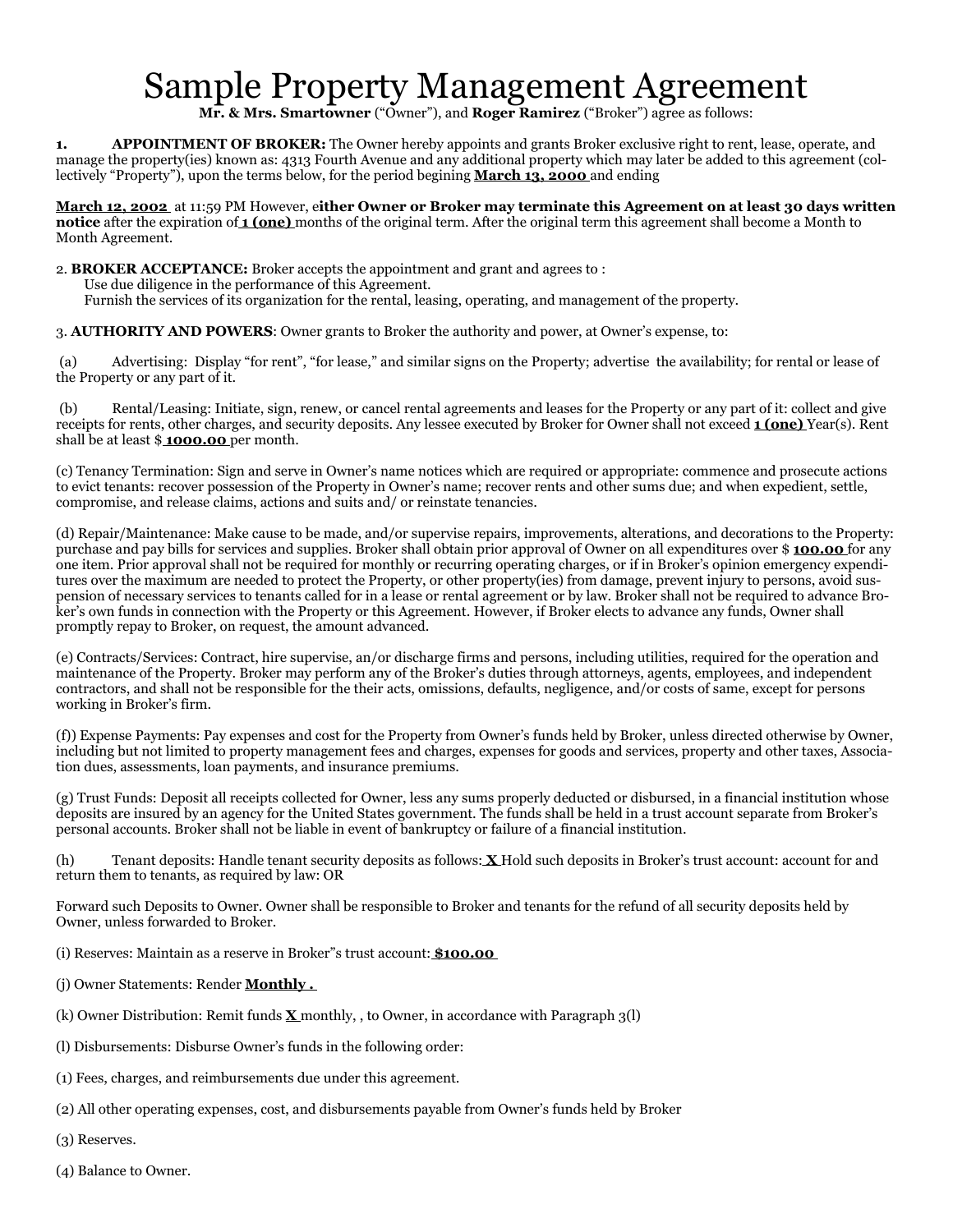# Sample Property Management Agreement

**Mr. & Mrs. Smartowner** ("Owner"), and **Roger Ramirez** ("Broker") agree as follows:

1. **APPOINTMENT OF BROKER:** The Owner hereby appoints and grants Broker exclusive right to rent, lease, operate, and manage the property(ies) known as: 4313 Fourth Avenue and any additional property which may later be added to this agreement (collectively "Property"), upon the terms below, for the period begining **March 13, 2000** and ending

**March 12, 2002** at 11:59 PM However, e**ither Owner or Broker may terminate this Agreement on at least 30 days written notice** after the expiration of **1 (one)** months of the original term. After the original term this agreement shall become a Month to Month Agreement.

2. **BROKER ACCEPTANCE:** Broker accepts the appointment and grant and agrees to :
   Use due diligence in the performance of this Agreement.
   Furnish the services of its organization for the rental, leasing, operating, and management of the property.

3. **AUTHORITY AND POWERS**: Owner grants to Broker the authority and power, at Owner's expense, to:

(a) Advertising: Display "for rent", "for lease," and similar signs on the Property; advertise the availability; for rental or lease of the Property or any part of it.

(b) Rental/Leasing: Initiate, sign, renew, or cancel rental agreements and leases for the Property or any part of it: collect and give receipts for rents, other charges, and security deposits. Any lessee executed by Broker for Owner shall not exceed **1 (one)** Year(s). Rent shall be at least $ **1000.00** per month.

(c) Tenancy Termination: Sign and serve in Owner's name notices which are required or appropriate: commence and prosecute actions to evict tenants: recover possession of the Property in Owner's name; recover rents and other sums due; and when expedient, settle, compromise, and release claims, actions and suits and/ or reinstate tenancies.

(d) Repair/Maintenance: Make cause to be made, and/or supervise repairs, improvements, alterations, and decorations to the Property: purchase and pay bills for services and supplies. Broker shall obtain prior approval of Owner on all expenditures over $ **100.00** for any one item. Prior approval shall not be required for monthly or recurring operating charges, or if in Broker's opinion emergency expenditures over the maximum are needed to protect the Property, or other property(ies) from damage, prevent injury to persons, avoid suspension of necessary services to tenants called for in a lease or rental agreement or by law. Broker shall not be required to advance Broker's own funds in connection with the Property or this Agreement. However, if Broker elects to advance any funds, Owner shall promptly repay to Broker, on request, the amount advanced.

(e) Contracts/Services: Contract, hire supervise, an/or discharge firms and persons, including utilities, required for the operation and maintenance of the Property. Broker may perform any of the Broker's duties through attorneys, agents, employees, and independent contractors, and shall not be responsible for the their acts, omissions, defaults, negligence, and/or costs of same, except for persons working in Broker's firm.

(f)) Expense Payments: Pay expenses and cost for the Property from Owner's funds held by Broker, unless directed otherwise by Owner, including but not limited to property management fees and charges, expenses for goods and services, property and other taxes, Association dues, assessments, loan payments, and insurance premiums.

(g) Trust Funds: Deposit all receipts collected for Owner, less any sums properly deducted or disbursed, in a financial institution whose deposits are insured by an agency for the United States government. The funds shall be held in a trust account separate from Broker's personal accounts. Broker shall not be liable in event of bankruptcy or failure of a financial institution.

(h) Tenant deposits: Handle tenant security deposits as follows: **X** Hold such deposits in Broker's trust account: account for and return them to tenants, as required by law: OR

Forward such Deposits to Owner. Owner shall be responsible to Broker and tenants for the refund of all security deposits held by Owner, unless forwarded to Broker.

(i) Reserves: Maintain as a reserve in Broker"s trust account: **$100.00**

(j) Owner Statements: Render **Monthly .**

(k) Owner Distribution: Remit funds **X** monthly, , to Owner, in accordance with Paragraph 3(l)

(l) Disbursements: Disburse Owner's funds in the following order:

(1) Fees, charges, and reimbursements due under this agreement.

(2) All other operating expenses, cost, and disbursements payable from Owner's funds held by Broker

(3) Reserves.

(4) Balance to Owner.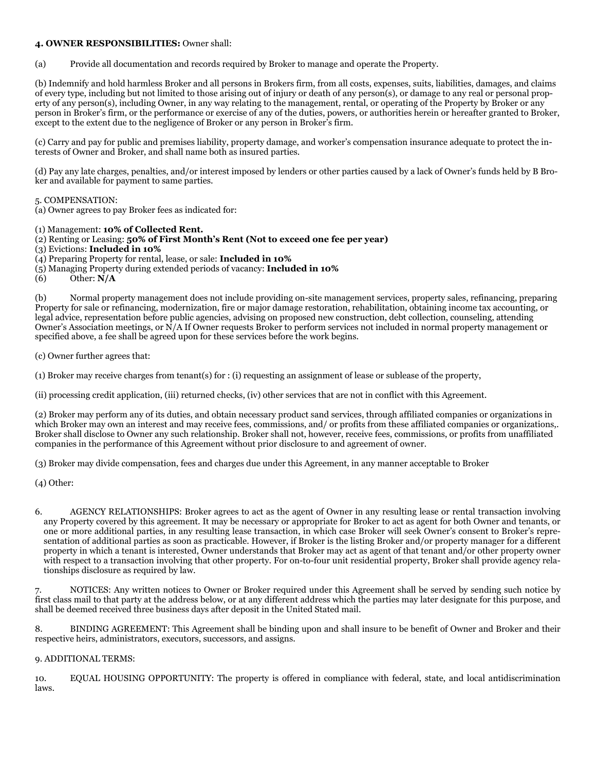**4. OWNER RESPONSIBILITIES:** Owner shall:

(a) Provide all documentation and records required by Broker to manage and operate the Property.

(b) Indemnify and hold harmless Broker and all persons in Brokers firm, from all costs, expenses, suits, liabilities, damages, and claims of every type, including but not limited to those arising out of injury or death of any person(s), or damage to any real or personal property of any person(s), including Owner, in any way relating to the management, rental, or operating of the Property by Broker or any person in Broker's firm, or the performance or exercise of any of the duties, powers, or authorities herein or hereafter granted to Broker, except to the extent due to the negligence of Broker or any person in Broker's firm.

(c) Carry and pay for public and premises liability, property damage, and worker's compensation insurance adequate to protect the interests of Owner and Broker, and shall name both as insured parties.

(d) Pay any late charges, penalties, and/or interest imposed by lenders or other parties caused by a lack of Owner's funds held by B Broker and available for payment to same parties.

5. COMPENSATION:
(a) Owner agrees to pay Broker fees as indicated for:

(1) Management: **10% of Collected Rent.**
(2) Renting or Leasing: **50% of First Month's Rent (Not to exceed one fee per year)**
(3) Evictions: **Included in 10%**
(4) Preparing Property for rental, lease, or sale: **Included in 10%**
(5) Managing Property during extended periods of vacancy: **Included in 10%**
(6) Other: **N/A**

(b) Normal property management does not include providing on-site management services, property sales, refinancing, preparing Property for sale or refinancing, modernization, fire or major damage restoration, rehabilitation, obtaining income tax accounting, or legal advice, representation before public agencies, advising on proposed new construction, debt collection, counseling, attending Owner's Association meetings, or N/A If Owner requests Broker to perform services not included in normal property management or specified above, a fee shall be agreed upon for these services before the work begins.

(c) Owner further agrees that:

(1) Broker may receive charges from tenant(s) for : (i) requesting an assignment of lease or sublease of the property,

(ii) processing credit application, (iii) returned checks, (iv) other services that are not in conflict with this Agreement.

(2) Broker may perform any of its duties, and obtain necessary product sand services, through affiliated companies or organizations in which Broker may own an interest and may receive fees, commissions, and/ or profits from these affiliated companies or organizations,. Broker shall disclose to Owner any such relationship. Broker shall not, however, receive fees, commissions, or profits from unaffiliated companies in the performance of this Agreement without prior disclosure to and agreement of owner.

(3) Broker may divide compensation, fees and charges due under this Agreement, in any manner acceptable to Broker

(4) Other:

6. AGENCY RELATIONSHIPS: Broker agrees to act as the agent of Owner in any resulting lease or rental transaction involving any Property covered by this agreement. It may be necessary or appropriate for Broker to act as agent for both Owner and tenants, or one or more additional parties, in any resulting lease transaction, in which case Broker will seek Owner's consent to Broker's representation of additional parties as soon as practicable. However, if Broker is the listing Broker and/or property manager for a different property in which a tenant is interested, Owner understands that Broker may act as agent of that tenant and/or other property owner with respect to a transaction involving that other property. For on-to-four unit residential property, Broker shall provide agency relationships disclosure as required by law.

7. NOTICES: Any written notices to Owner or Broker required under this Agreement shall be served by sending such notice by first class mail to that party at the address below, or at any different address which the parties may later designate for this purpose, and shall be deemed received three business days after deposit in the United Stated mail.

8. BINDING AGREEMENT: This Agreement shall be binding upon and shall insure to be benefit of Owner and Broker and their respective heirs, administrators, executors, successors, and assigns.

9. ADDITIONAL TERMS:

10. EQUAL HOUSING OPPORTUNITY: The property is offered in compliance with federal, state, and local antidiscrimination laws.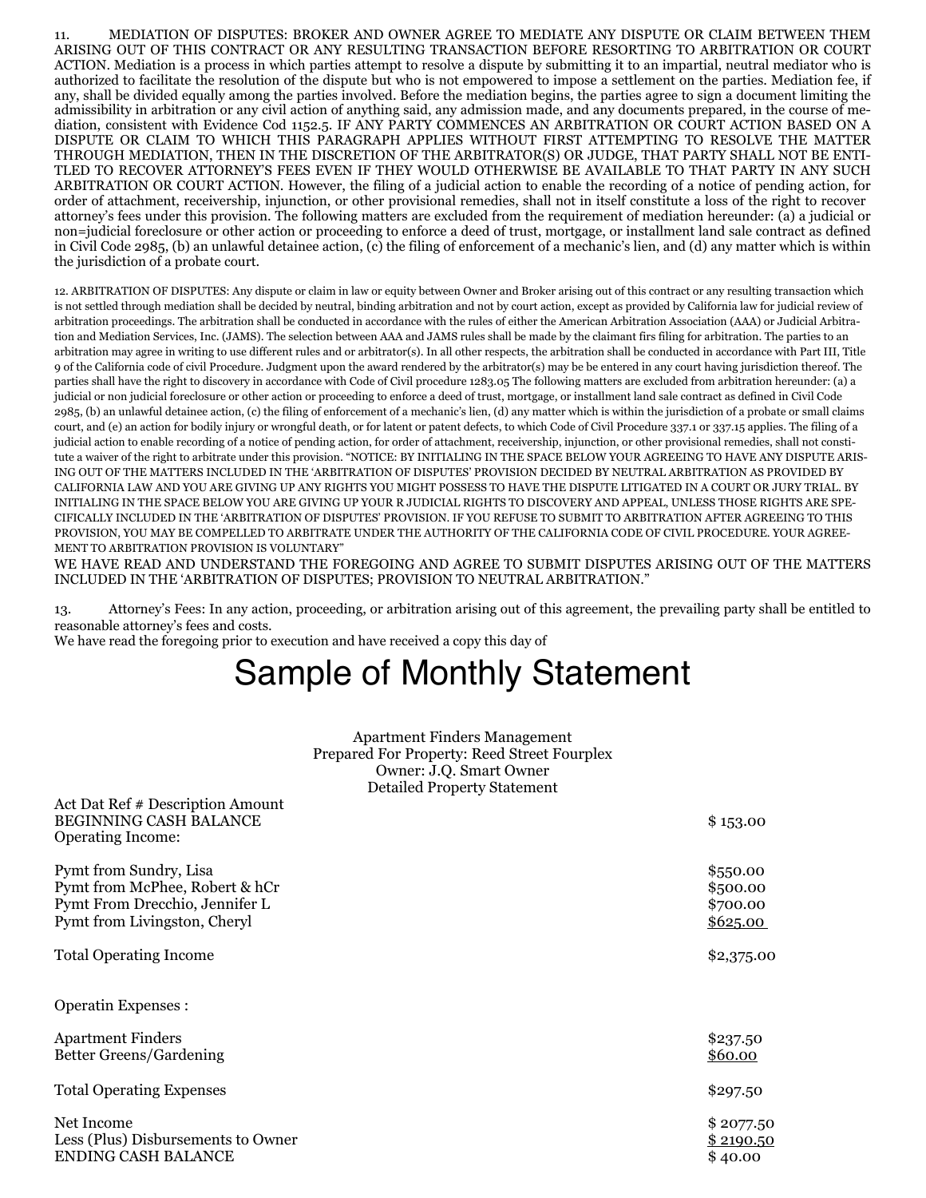11. MEDIATION OF DISPUTES: BROKER AND OWNER AGREE TO MEDIATE ANY DISPUTE OR CLAIM BETWEEN THEM ARISING OUT OF THIS CONTRACT OR ANY RESULTING TRANSACTION BEFORE RESORTING TO ARBITRATION OR COURT ACTION. Mediation is a process in which parties attempt to resolve a dispute by submitting it to an impartial, neutral mediator who is authorized to facilitate the resolution of the dispute but who is not empowered to impose a settlement on the parties. Mediation fee, if any, shall be divided equally among the parties involved. Before the mediation begins, the parties agree to sign a document limiting the admissibility in arbitration or any civil action of anything said, any admission made, and any documents prepared, in the course of mediation, consistent with Evidence Cod 1152.5. IF ANY PARTY COMMENCES AN ARBITRATION OR COURT ACTION BASED ON A DISPUTE OR CLAIM TO WHICH THIS PARAGRAPH APPLIES WITHOUT FIRST ATTEMPTING TO RESOLVE THE MATTER THROUGH MEDIATION, THEN IN THE DISCRETION OF THE ARBITRATOR(S) OR JUDGE, THAT PARTY SHALL NOT BE ENTITLED TO RECOVER ATTORNEY'S FEES EVEN IF THEY WOULD OTHERWISE BE AVAILABLE TO THAT PARTY IN ANY SUCH ARBITRATION OR COURT ACTION. However, the filing of a judicial action to enable the recording of a notice of pending action, for order of attachment, receivership, injunction, or other provisional remedies, shall not in itself constitute a loss of the right to recover attorney's fees under this provision. The following matters are excluded from the requirement of mediation hereunder: (a) a judicial or non=judicial foreclosure or other action or proceeding to enforce a deed of trust, mortgage, or installment land sale contract as defined in Civil Code 2985, (b) an unlawful detainee action, (c) the filing of enforcement of a mechanic's lien, and (d) any matter which is within the jurisdiction of a probate court.

12. ARBITRATION OF DISPUTES: Any dispute or claim in law or equity between Owner and Broker arising out of this contract or any resulting transaction which is not settled through mediation shall be decided by neutral, binding arbitration and not by court action, except as provided by California law for judicial review of arbitration proceedings. The arbitration shall be conducted in accordance with the rules of either the American Arbitration Association (AAA) or Judicial Arbitration and Mediation Services, Inc. (JAMS). The selection between AAA and JAMS rules shall be made by the claimant firs filing for arbitration. The parties to an arbitration may agree in writing to use different rules and or arbitrator(s). In all other respects, the arbitration shall be conducted in accordance with Part III, Title 9 of the California code of civil Procedure. Judgment upon the award rendered by the arbitrator(s) may be be entered in any court having jurisdiction thereof. The parties shall have the right to discovery in accordance with Code of Civil procedure 1283.05 The following matters are excluded from arbitration hereunder: (a) a judicial or non judicial foreclosure or other action or proceeding to enforce a deed of trust, mortgage, or installment land sale contract as defined in Civil Code 2985, (b) an unlawful detainee action, (c) the filing of enforcement of a mechanic's lien, (d) any matter which is within the jurisdiction of a probate or small claims court, and (e) an action for bodily injury or wrongful death, or for latent or patent defects, to which Code of Civil Procedure 337.1 or 337.15 applies. The filing of a judicial action to enable recording of a notice of pending action, for order of attachment, receivership, injunction, or other provisional remedies, shall not constitute a waiver of the right to arbitrate under this provision. "NOTICE: BY INITIALING IN THE SPACE BELOW YOUR AGREEING TO HAVE ANY DISPUTE ARISING OUT OF THE MATTERS INCLUDED IN THE 'ARBITRATION OF DISPUTES' PROVISION DECIDED BY NEUTRAL ARBITRATION AS PROVIDED BY CALIFORNIA LAW AND YOU ARE GIVING UP ANY RIGHTS YOU MIGHT POSSESS TO HAVE THE DISPUTE LITIGATED IN A COURT OR JURY TRIAL. BY INITIALING IN THE SPACE BELOW YOU ARE GIVING UP YOUR R JUDICIAL RIGHTS TO DISCOVERY AND APPEAL, UNLESS THOSE RIGHTS ARE SPECIFICALLY INCLUDED IN THE 'ARBITRATION OF DISPUTES' PROVISION. IF YOU REFUSE TO SUBMIT TO ARBITRATION AFTER AGREEING TO THIS PROVISION, YOU MAY BE COMPELLED TO ARBITRATE UNDER THE AUTHORITY OF THE CALIFORNIA CODE OF CIVIL PROCEDURE. YOUR AGREEMENT TO ARBITRATION PROVISION IS VOLUNTARY"

WE HAVE READ AND UNDERSTAND THE FOREGOING AND AGREE TO SUBMIT DISPUTES ARISING OUT OF THE MATTERS INCLUDED IN THE 'ARBITRATION OF DISPUTES; PROVISION TO NEUTRAL ARBITRATION."

13. Attorney's Fees: In any action, proceeding, or arbitration arising out of this agreement, the prevailing party shall be entitled to reasonable attorney's fees and costs.

We have read the foregoing prior to execution and have received a copy this day of

# Sample of Monthly Statement

Apartment Finders Management
Prepared For Property: Reed Street Fourplex
Owner: J.Q. Smart Owner
Detailed Property Statement

| | |
|---|---|
| Act Dat Ref # Description Amount | |
| BEGINNING CASH BALANCE | $ 153.00 |
| Operating Income: | |
| Pymt from Sundry, Lisa | $550.00 |
| Pymt from McPhee, Robert & hCr | $500.00 |
| Pymt From Drecchio, Jennifer L | $700.00 |
| Pymt from Livingston, Cheryl | $625.00 |
| Total Operating Income | $2,375.00 |
| Operatin Expenses : | |
| Apartment Finders | $237.50 |
| Better Greens/Gardening | $60.00 |
| Total Operating Expenses | $297.50 |
| Net Income | $ 2077.50 |
| Less (Plus) Disbursements to Owner | $ 2190.50 |
| ENDING CASH BALANCE | $ 40.00 |